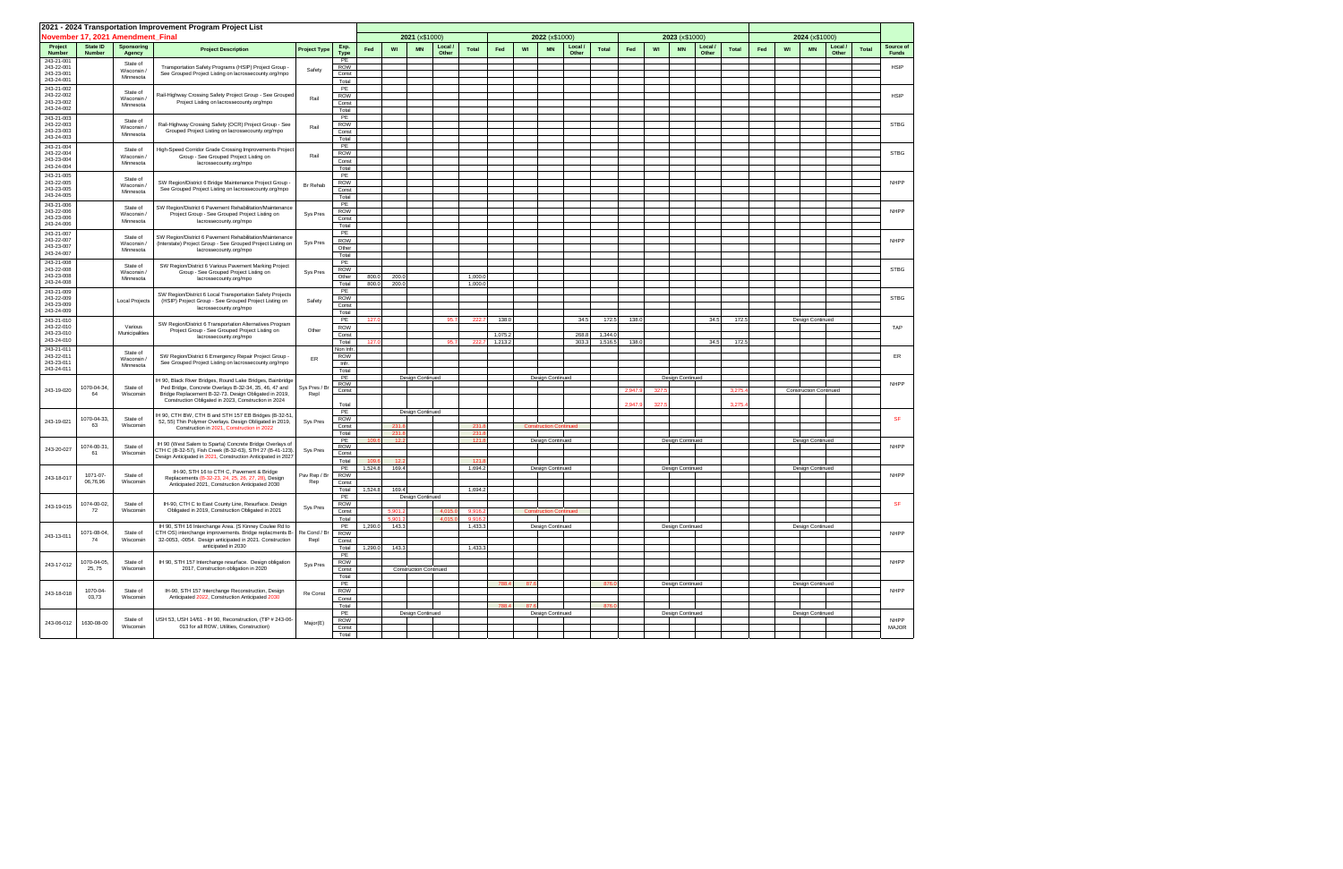# 2021 - 2024 Transportation Improvement Program Project List

## November 17, 2021 Amendment_Final

| Project Number | State ID Number | Sponsoring Agency | Project Description | Project Type | Exp. Type | 2021 (x$1000) Fed | WI | MN | Local / Other | Total | 2022 (x$1000) Fed | WI | MN | Local / Other | Total | 2023 (x$1000) Fed | WI | MN | Local / Other | Total | 2024 (x$1000) Fed | WI | MN | Local / Other | Total | Source of Funds |
|---|---|---|---|---|---|---|---|---|---|---|---|---|---|---|---|---|---|---|---|---|---|---|---|---|---|---|
| 243-21-001 243-22-001 243-23-001 243-24-001 | | State of Wisconsin / Minnesota | Transportation Safety Programs (HSIP) Project Group - See Grouped Project Listing on lacrossecounty.org/mpo | Safety | PE | | | | | | | | | | | | | | | | | | | | | HSIP |
| | | | | | ROW | | | | | | | | | | | | | | | | | | | | | |
| | | | | | Const | | | | | | | | | | | | | | | | | | | | | |
| | | | | | Total | | | | | | | | | | | | | | | | | | | | | |
| 243-21-002 243-22-002 243-23-002 243-24-002 | | State of Wisconsin / Minnesota | Rail-Highway Crossing Safety Project Group - See Grouped Project Listing on lacrossecounty.org/mpo | Rail | PE | | | | | | | | | | | | | | | | | | | | | HSIP |
| | | | | | ROW | | | | | | | | | | | | | | | | | | | | | |
| | | | | | Const | | | | | | | | | | | | | | | | | | | | | |
| | | | | | Total | | | | | | | | | | | | | | | | | | | | | |
| 243-21-003 243-22-003 243-23-003 243-24-003 | | State of Wisconsin / Minnesota | Rail-Highway Crossing Safety (OCR) Project Group - See Grouped Project Listing on lacrossecounty.org/mpo | Rail | PE | | | | | | | | | | | | | | | | | | | | | STBG |
| | | | | | ROW | | | | | | | | | | | | | | | | | | | | | |
| | | | | | Const | | | | | | | | | | | | | | | | | | | | | |
| | | | | | Total | | | | | | | | | | | | | | | | | | | | | |
| 243-21-004 243-22-004 243-23-004 243-24-004 | | State of Wisconsin / Minnesota | High-Speed Corridor Grade Crossing Improvements Project Group - See Grouped Project Listing on lacrossecounty.org/mpo | Rail | PE | | | | | | | | | | | | | | | | | | | | | STBG |
| | | | | | ROW | | | | | | | | | | | | | | | | | | | | | |
| | | | | | Const | | | | | | | | | | | | | | | | | | | | | |
| | | | | | Total | | | | | | | | | | | | | | | | | | | | | |
| 243-21-005 243-22-005 243-23-005 243-24-005 | | State of Wisconsin / Minnesota | SW Region/District 6 Bridge Maintenance Project Group - See Grouped Project Listing on lacrossecounty.org/mpo | Br Rehab | PE | | | | | | | | | | | | | | | | | | | | | NHPP |
| | | | | | ROW | | | | | | | | | | | | | | | | | | | | | |
| | | | | | Const | | | | | | | | | | | | | | | | | | | | | |
| | | | | | Total | | | | | | | | | | | | | | | | | | | | | |
| 243-21-006 243-22-006 243-23-006 243-24-006 | | State of Wisconsin / Minnesota | SW Region/District 6 Pavement Rehabilitation/Maintenance Project Group - See Grouped Project Listing on lacrossecounty.org/mpo | Sys Pres | PE | | | | | | | | | | | | | | | | | | | | | NHPP |
| | | | | | ROW | | | | | | | | | | | | | | | | | | | | | |
| | | | | | Const | | | | | | | | | | | | | | | | | | | | | |
| | | | | | Total | | | | | | | | | | | | | | | | | | | | | |
| 243-21-007 243-22-007 243-23-007 243-24-007 | | State of Wisconsin / Minnesota | SW Region/District 6 Pavement Rehabilitation/Maintenance (Interstate) Project Group - See Grouped Project Listing on lacrossecounty.org/mpo | Sys Pres | PE | | | | | | | | | | | | | | | | | | | | | NHPP |
| | | | | | ROW | | | | | | | | | | | | | | | | | | | | | |
| | | | | | Other | | | | | | | | | | | | | | | | | | | | | |
| | | | | | Total | | | | | | | | | | | | | | | | | | | | | |
| 243-21-008 243-22-008 243-23-008 243-24-008 | | State of Wisconsin / Minnesota | SW Region/District 6 Various Pavement Marking Project Group - See Grouped Project Listing on lacrossecounty.org/mpo | Sys Pres | PE | | | | | | | | | | | | | | | | | | | | | STBG |
| | | | | | ROW | | | | | | | | | | | | | | | | | | | | | |
| | | | | | Other | 800.0 | 200.0 | | | 1,000.0 | | | | | | | | | | | | | | | | |
| | | | | | Total | 800.0 | 200.0 | | | 1,000.0 | | | | | | | | | | | | | | | | |
| 243-21-009 243-22-009 243-23-009 243-24-009 | | Local Projects | SW Region/District 6 Local Transportation Safety Projects (HSIP) Project Group - See Grouped Project Listing on lacrossecounty.org/mpo | Safety | PE | | | | | | | | | | | | | | | | | | | | | STBG |
| | | | | | ROW | | | | | | | | | | | | | | | | | | | | | |
| | | | | | Const | | | | | | | | | | | | | | | | | | | | | |
| | | | | | Total | | | | | | | | | | | | | | | | | | | | | |
| 243-21-010 243-22-010 243-23-010 243-24-010 | | Various Municipalities | SW Region/District 6 Transportation Alternatives Program Project Group - See Grouped Project Listing on lacrossecounty.org/mpo | Other | PE | 127.0 | | | 95.7 | 222.7 | 138.0 | | | 34.5 | 172.5 | 138.0 | | | 34.5 | 172.5 | Design Continued | | | | | TAP |
| | | | | | ROW | | | | | | | | | | | | | | | | | | | | | |
| | | | | | Const | | | | | | 1,075.2 | | | 268.8 | 1,344.0 | | | | | | | | | | | |
| | | | | | Total | 127.0 | | | 95.7 | 222.7 | 1,213.2 | | | 303.3 | 1,516.5 | 138.0 | | | 34.5 | 172.5 | | | | | | |
| 243-21-011 243-22-011 243-23-011 243-24-011 | | State of Wisconsin / Minnesota | SW Region/District 6 Emergency Repair Project Group - See Grouped Project Listing on lacrossecounty.org/mpo | ER | Non Infr. | | | | | | | | | | | | | | | | | | | | | ER |
| | | | | | ROW | | | | | | | | | | | | | | | | | | | | | |
| | | | | | Infr. | | | | | | | | | | | | | | | | | | | | | |
| | | | | | Total | | | | | | | | | | | | | | | | | | | | | |
| 243-19-020 | 1070-04-34, 64 | State of Wisconsin | IH 90, Black River Bridges, Round Lake Bridges, Bainbridge Ped Bridge, Concrete Overlays B-32-34, 35, 46, 47 and Bridge Replacement B-32-73. Design Obligated in 2019, Construction Obligated in 2023, Construction in 2024 | Sys Pres / Br Repl | PE | Design Continued | | | | | Design Continued | | | | | Design Continued | | | | | | | | | | NHPP |
| | | | | | ROW | | | | | | | | | | | | | | | | | | | | | |
| | | | | | Const | | | | | | | | | | | 2,947.9 | 327.5 | | | 3,275.4 | Construction Continued | | | | | |
| | | | | | Total | | | | | | | | | | | 2,947.9 | 327.5 | | | 3,275.4 | | | | | | |
| 243-19-021 | 1070-04-33, 63 | State of Wisconsin | IH 90, CTH BW, CTH B and STH 157 EB Bridges (B-32-51, 52, 55) Thin Polymer Overlays. Design Obligated in 2019, Construction in 2021, Construction in 2022 | Sys Pres | PE | Design Continued | | | | | | | | | | | | | | | | | | | | SF |
| | | | | | ROW | | | | | | | | | | | | | | | | | | | | | |
| | | | | | Const | | 231.8 | | | 231.8 | Construction Continued | | | | | | | | | | | | | | | |
| | | | | | Total | | 231.8 | | | 231.8 | | | | | | | | | | | | | | | | |
| 243-20-027 | 1074-00-31, 61 | State of Wisconsin | IH 90 (West Salem to Sparta) Concrete Bridge Overlays of CTH C (B-32-57), Fish Creek (B-32-63), STH 27 (B-41-123). Design Anticipated in 2021, Construction Anticipated in 2027 | Sys Pres | PE | 109.6 | 12.2 | | | 121.8 | Design Continued | | | | | Design Continued | | | | | Design Continued | | | | | NHPP |
| | | | | | ROW | | | | | | | | | | | | | | | | | | | | | |
| | | | | | Const | | | | | | | | | | | | | | | | | | | | | |
| | | | | | Total | 109.6 | 12.2 | | | 121.8 | | | | | | | | | | | | | | | | |
| 243-18-017 | 1071-07-06,76,96 | State of Wisconsin | IH-90, STH 16 to CTH C, Pavement & Bridge Replacements (B-32-23, 24, 25, 26, 27, 28), Design Anticipated 2021, Construction Anticipated 2030 | Pav Rep / Br Rep | PE | 1,524.8 | 169.4 | | | 1,694.2 | Design Continued | | | | | Design Continued | | | | | Design Continued | | | | | NHPP |
| | | | | | ROW | | | | | | | | | | | | | | | | | | | | | |
| | | | | | Const | | | | | | | | | | | | | | | | | | | | | |
| | | | | | Total | 1,524.8 | 169.4 | | | 1,694.2 | | | | | | | | | | | | | | | | |
| 243-19-015 | 1074-00-02, 72 | State of Wisconsin | IH-90, CTH C to East County Line, Resurface. Design Obligated in 2019, Construction Obligated in 2021 | Sys Pres | PE | Design Continued | | | | | | | | | | | | | | | | | | | | SF |
| | | | | | ROW | | | | | | | | | | | | | | | | | | | | | |
| | | | | | Const | | 5,901.2 | | 4,015.0 | 9,916.2 | Construction Continued | | | | | | | | | | | | | | | |
| | | | | | Total | | 5,901.2 | | 4,015.0 | 9,916.2 | | | | | | | | | | | | | | | | |
| 243-13-011 | 1071-08-04, 74 | State of Wisconsin | IH 90, STH 16 Interchange Area. (S Kinney Coulee Rd to CTH OS) interchange improvements. Bridge replacements B-32-0053, -0054. Design anticipated in 2021. Construction anticipated in 2030 | Re Cond / Br Repl | PE | 1,290.0 | 143.3 | | | 1,433.3 | Design Continued | | | | | Design Continued | | | | | Design Continued | | | | | NHPP |
| | | | | | ROW | | | | | | | | | | | | | | | | | | | | | |
| | | | | | Const | | | | | | | | | | | | | | | | | | | | | |
| | | | | | Total | 1,290.0 | 143.3 | | | 1,433.3 | | | | | | | | | | | | | | | | |
| 243-17-012 | 1070-04-05, 25, 75 | State of Wisconsin | IH 90, STH 157 Interchange resurface. Design obligation 2017, Construction obligation in 2020 | Sys Pres | PE | | | | | | | | | | | | | | | | | | | | | NHPP |
| | | | | | ROW | | | | | | | | | | | | | | | | | | | | | |
| | | | | | Const | Construction Continued | | | | | | | | | | | | | | | | | | | | |
| | | | | | Total | | | | | | | | | | | | | | | | | | | | | |
| 243-18-018 | 1070-04-03,73 | State of Wisconsin | IH-90, STH 157 Interchange Reconstruction, Design Anticipated 2022, Construction Anticipated 2030 | Re Const | PE | | | | | | 788.4 | 87.6 | | | 876.0 | Design Continued | | | | | Design Continued | | | | | NHPP |
| | | | | | ROW | | | | | | | | | | | | | | | | | | | | | |
| | | | | | Const | | | | | | | | | | | | | | | | | | | | | |
| | | | | | Total | | | | | | 788.4 | 87.6 | | | 876.0 | | | | | | | | | | | |
| 243-06-012 | 1630-08-00 | State of Wisconsin | USH 53, USH 14/61 - IH 90, Reconstruction, (TIP # 243-06-013 for all ROW, Utilities, Construction) | Major(E) | PE | Design Continued | | | | | Design Continued | | | | | Design Continued | | | | | Design Continued | | | | | NHPP MAJOR |
| | | | | | ROW | | | | | | | | | | | | | | | | | | | | | |
| | | | | | Const | | | | | | | | | | | | | | | | | | | | | |
| | | | | | Total | | | | | | | | | | | | | | | | | | | | | |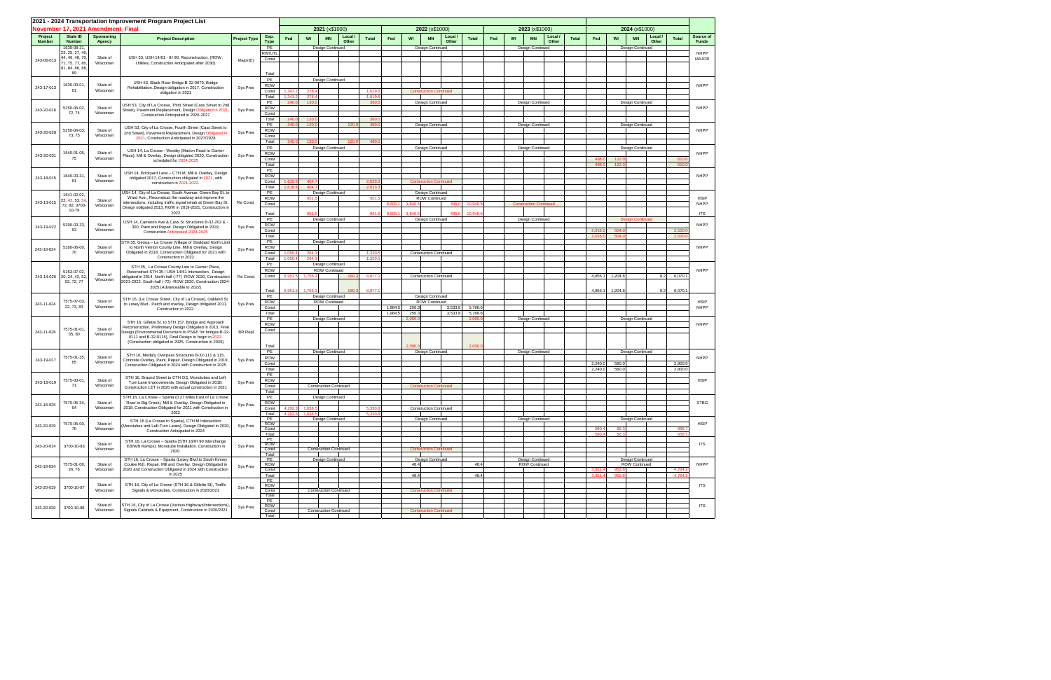# 2021 - 2024 Transportation Improvement Program Project List

## November 17, 2021 Amendment_Final

| Project Number | State ID Number | Sponsoring Agency | Project Description | Project Type | Exp. Type | 2021 (x$1000) Fed | WI | MN | Local / Other | Total | 2022 (x$1000) Fed | WI | MN | Local / Other | Total | 2023 (x$1000) Fed | WI | MN | Local / Other | Total | 2024 (x$1000) Fed | WI | MN | Local / Other | Total | Source of Funds |
|---|---|---|---|---|---|---|---|---|---|---|---|---|---|---|---|---|---|---|---|---|---|---|---|---|---|---|
| 243-06-013 | 1630-08-21, 23, 25, 27, 40, 44, 46, 48, 70, 71, 75, 77, 80, 81, 84, 86, 88, 89 | State of Wisconsin | USH 53, USH 14/61 - IH 90, Reconstruction, (ROW, Utilities, Construction Anticipated after 2030) | Major(E) | PE | | Design Continued | | | | | Design Continued | | | | | Design Continued | | | | | Design Continued | | | | NHPP MAJOR |
| | | | | | RW/UTL | | | | | | | | | | | | | | | | | | | | | |
| | | | | | Const | | | | | | | | | | | | | | | | | | | | | |
| | | | | | Total | | | | | | | | | | | | | | | | | | | | | |
| 243-17-013 | 1630-03-01, 61 | State of Wisconsin | USH 53, Black River Bridge B-32-0079, Bridge Rehabilitation. Design obligation in 2017, Construction obligation in 2021 | Sys Pres | PE | | Design Continued | | | | | | | | | | | | | | | | | | | NHPP |
| | | | | | ROW | | | | | | | | | | | | | | | | | | | | | |
| | | | | | Const | 1,341.2 | 278.4 | | | 1,619.6 | | Construction Continued | | | | | | | | | | | | | | |
| | | | | | Total | 1,341.2 | 278.4 | | | 1,619.6 | | | | | | | | | | | | | | | | |
| 243-20-016 | 5250-06-02, 72, 74 | State of Wisconsin | USH 53, City of La Crosse, Third Street (Cass Street to 2nd Street), Pavement Replacement, Design Obligated in 2021, Construction Anticipated in 2026-2027 | Sys Pres | PE | 240.0 | 120.0 | | | 360.0 | | Design Continued | | | | | Design Continued | | | | | Design Continued | | | | NHPP |
| | | | | | ROW | | | | | | | | | | | | | | | | | | | | | |
| | | | | | Const | | | | | | | | | | | | | | | | | | | | | |
| | | | | | Total | 240.0 | 120.0 | | | 360.0 | | | | | | | | | | | | | | | | |
| 243-20-028 | 5250-06-03, 73, 75 | State of Wisconsin | USH 53, City of La Crosse, Fourth Street (Cass Street to 2nd Street), Pavement Replacement, Design Obligated in 2021, Construction Anticipated in 2027/2028 | Sys Pres | PE | 240.0 | 120.0 | | 120.0 | 480.0 | | Design Continued | | | | | Design Continued | | | | | Design Continued | | | | NHPP |
| | | | | | ROW | | | | | | | | | | | | | | | | | | | | | |
| | | | | | Const | | | | | | | | | | | | | | | | | | | | | |
| | | | | | Total | 240.0 | 120.0 | | 120.0 | 480.0 | | | | | | | | | | | | | | | | |
| 243-20-031 | 1640-01-05, 75 | State of Wisconsin | USH 14, La Crosse - Westby (Marion Road to Garner Place), Mill & Overlay, Design obligated 2020, Construction scheduled for 2024-2025 | Sys Pres | PE | | Design Continued | | | | | Design Continued | | | | | Design Continued | | | | | Design Continued | | | | NHPP |
| | | | | | ROW | | | | | | | | | | | | | | | | | | | | | |
| | | | | | Const | | | | | | | | | | | | | | | | 488.0 | 122.0 | | | 610.0 | |
| | | | | | Total | | | | | | | | | | | | | | | | 488.0 | 122.0 | | | 610.0 | |
| 243-18-015 | 1640-03-31, 61 | State of Wisconsin | USH 14, Brickyard Lane – CTH M, Mill & Overlay, Design obligated 2017, Construction obligated in 2021, with construction in 2021-2022. | Sys Pres | PE | | | | | | | | | | | | | | | | | | | | | NHPP |
| | | | | | ROW | | | | | | | | | | | | | | | | | | | | | |
| | | | | | Const | 1,618.6 | 404.7 | | | 2,023.3 | | Construction Continued | | | | | | | | | | | | | | |
| | | | | | Total | 1,618.6 | 404.7 | | | 2,023.3 | | | | | | | | | | | | | | | | |
| 243-13-015 | 1641-02-02, 22, 42, 53, 54, 72, 82, 3700-10-79 | State of Wisconsin | USH 14, City of La Crosse, South Avenue, Green Bay St. to Ward Ave., Reconstruct the roadway and improve the intersections, including traffic signal rehab at Green Bay St. Design obligated 2013, ROW in 2019-2021, Construction in 2022 | Re Const | PE | | Design Continued | | | | | Design Continued | | | | | | | | | | | | | | HSIP NHPP ITS |
| | | | | | ROW | | 951.5 | | | 951.5 | | ROW Continued | | | | | | | | | | | | | | |
| | | | | | Const | | | | | | 8,605.1 | 1,840.5 | | 495.0 | 10,940.6 | | Construction Continued | | | | | | | | | |
| | | | | | Total | | 951.5 | | | 951.5 | 8,605.1 | 1,840.5 | | 495.0 | 10,940.6 | | | | | | | | | | | |
| 243-19-022 | 5200-03-33, 63 | State of Wisconsin | USH 14, Cameron Ave & Cass St Structures B-32-202 & -300, Paint and Repair. Design Obligated in 2019, Construction Anticipated 2024-2025 | Sys Pres | PE | | Design Continued | | | | | Design Continued | | | | | Design Continued | | | | | Design Continued | | | | NHPP |
| | | | | | ROW | | | | | | | | | | | | | | | | | | | | | |
| | | | | | Const | | | | | | | | | | | | | | | | 2,016.0 | 504.0 | | | 2,520.0 | |
| | | | | | Total | | | | | | | | | | | | | | | | 2,016.0 | 504.0 | | | 2,520.0 | |
| 243-18-024 | 5160-06-00, 70 | State of Wisconsin | STH 35, Genoa – La Crosse (Village of Stoddard North Limit to North Vernon County Line, Mill & Overlay, Design Obligated in 2018, Construction Obligated for 2021 with Construction in 2022 | Sys Pres | PE | | Design Continued | | | | | | | | | | | | | | | | | | | NHPP |
| | | | | | ROW | | | | | | | | | | | | | | | | | | | | | |
| | | | | | Const | 1,056.4 | 264.1 | | | 1,320.5 | | Construction Continued | | | | | | | | | | | | | | |
| | | | | | Total | 1,056.4 | 264.1 | | | 1,320.5 | | | | | | | | | | | | | | | | |
| 243-14-026 | 5163-07-02, 20, 24, 42, 52, 53, 72, 77 | State of Wisconsin | STH 35, La Crosse County Line to Garner Place, Reconstruct STH 35 / USH 14/61 Intersection. Design obligated in 2014. North half (-77) -ROW 2020, Construction 2021-2022. South half (-72) -ROW 2020, Construction 2024-2025 (Advanceable to 2022) | Re Const | PE | | Design Continued | | | | | | | | | | | | | | | | | | | NHPP |
| | | | | | ROW | | ROW Continued | | | | | | | | | | | | | | | | | | | |
| | | | | | Const | 6,951.5 | 1,756.3 | | 169.3 | 8,877.1 | | Construction Continued | | | | | | | | | 4,856.1 | 1,204.8 | | 9.2 | 6,070.1 | |
| | | | | | Total | 6,951.5 | 1,756.3 | | 169.3 | 8,877.1 | | | | | | | | | | | 4,856.1 | 1,204.8 | | 9.2 | 6,070.1 | |
| 243-11-024 | 7575-07-03, 23, 73, 83 | State of Wisconsin | STH 16, (La Crosse Street, City of La Crosse), Oakland St. to Losey Blvd., Patch and overlay, Design obligated 2011. Construction in 2022. | Sys Pres | PE | | Design Continued | | | | | Design Continued | | | | | | | | | | | | | | HSIP NHPP |
| | | | | | ROW | | ROW Continued | | | | | ROW Continued | | | | | | | | | | | | | | |
| | | | | | Const | | | | | | 1,984.5 | 250.3 | | 3,533.8 | 5,768.6 | | | | | | | | | | | |
| | | | | | Total | | | | | | 1,984.5 | 250.3 | | 3,533.8 | 5,768.6 | | | | | | | | | | | |
| 243-11-028 | 7575-01-01, 05, 80 | State of Wisconsin | STH 16, Gillette St. to STH 157. Bridge and Approach Reconstruction, Preliminary Design Obligated in 2013, Final Design (Environmental Document to PS&E for bridges B-32-0111 and B-32-0115), Final Design to begin in 2022. (Construction obligated in 2025, Construction in 2026) | BR Repl | PE | | Design Continued | | | | | 2,000.0 | | | 2,000.0 | | Design Continued | | | | | Design Continued | | | | NHPP |
| | | | | | ROW | | | | | | | | | | | | | | | | | | | | | |
| | | | | | Const | | | | | | | | | | | | | | | | | | | | | |
| | | | | | Total | | | | | | | 2,000.0 | | | 2,000.0 | | | | | | | | | | | |
| 243-19-017 | 7575-01-35, 65 | State of Wisconsin | STH 16, Medary Overpass Structures B-32-111 & 115, Concrete Overlay, Paint, Repair. Design Obligated in 2019, Construction Obligated in 2024 with Construction in 2025 | Sys Pres | PE | | Design Continued | | | | | Design Continued | | | | | Design Continued | | | | | Design Continued | | | | NHPP |
| | | | | | ROW | | | | | | | | | | | | | | | | | | | | | |
| | | | | | Const | | | | | | | | | | | | | | | | 2,240.0 | 560.0 | | | 2,800.0 | |
| | | | | | Total | | | | | | | | | | | | | | | | 2,240.0 | 560.0 | | | 2,800.0 | |
| 243-18-019 | 7575-00-01, 71 | State of Wisconsin | STH 16, Braund Street to CTH DS, Monotubes and Left Turn Lane Improvements, Design Obligated in 2018, Construction LET in 2020 with actual construction in 2021 | Sys Pres | PE | | | | | | | | | | | | | | | | | | | | | HSIP |
| | | | | | ROW | | | | | | | | | | | | | | | | | | | | | |
| | | | | | Const | | Construction Continued | | | | | Construction Continued | | | | | | | | | | | | | | |
| | | | | | Total | | | | | | | | | | | | | | | | | | | | | |
| 243-18-025 | 7570-05-34, 64 | State of Wisconsin | STH 16, La Crosse – Sparta (0.27 Miles East of La Crosse River to Big Creek). Mill & Overlay, Design Obligated in 2018, Construction Obligated for 2021 with Construction in 2022 | Sys Pres | PE | | Design Continued | | | | | | | | | | | | | | | | | | | STBG |
| | | | | | ROW | | | | | | | | | | | | | | | | | | | | | |
| | | | | | Const | 4,292.3 | 1,038.5 | | | 5,330.8 | | Construction Continued | | | | | | | | | | | | | | |
| | | | | | Total | 4,292.3 | 1,038.5 | | | 5,330.8 | | | | | | | | | | | | | | | | |
| 243-20-029 | 7570-05-00, 70 | State of Wisconsin | STH 16 (La Crosse to Sparta), CTH M Intersection (Monotubes and Left-Turn Lanes), Design Obligated in 2020, Construction Anticipated in 2024 | Sys Pres | PE | | Design Continued | | | | | Design Continued | | | | | Design Continued | | | | | Design Continued | | | | HSIP |
| | | | | | ROW | | | | | | | | | | | | | | | | | | | | | |
| | | | | | Const | | | | | | | | | | | | | | | | 590.4 | 66.3 | | | 656.7 | |
| | | | | | Total | | | | | | | | | | | | | | | | 590.4 | 66.3 | | | 656.7 | |
| 243-20-014 | 3700-10-83 | State of Wisconsin | STH 16, La Crosse – Sparta (STH 16/IH 90 Interchange EB/WB Ramps). Monotube Installation. Construction in 2020. | Sys Pres | PE | | | | | | | | | | | | | | | | | | | | | ITS |
| | | | | | ROW | | | | | | | | | | | | | | | | | | | | | |
| | | | | | Const | | Construction Continued | | | | | Construction Continued | | | | | | | | | | | | | | |
| | | | | | Total | | | | | | | | | | | | | | | | | | | | | |
| 243-19-034 | 7575-01-06, 26, 76 | State of Wisconsin | STH 16, La Crosse – Sparta (Losey Blvd to South Kinney Coulee Rd). Repair, Mill and Overlay, Design Obligated in 2020 and Construction Obligated in 2024 with Construction in 2025 | Sys Pres | PE | | Design Continued | | | | | Design Continued | | | | | Design Continued | | | | | Design Continued | | | | NHPP |
| | | | | | ROW | | | | | | | 48.4 | | | 48.4 | | ROW Continued | | | | | ROW Continued | | | | |
| | | | | | Const | | | | | | | | | | | | | | | | 3,811.4 | 952.8 | | | 4,764.2 | |
| | | | | | Total | | | | | | | 48.4 | | | 48.4 | | | | | | 3,811.4 | 952.8 | | | 4,764.2 | |
| 243-20-019 | 3700-10-87 | State of Wisconsin | STH 16, City of La Crosse (STH 16 & Gillette St), Traffic Signals & Monotubes, Construction in 2020/2021 | Sys Pres | PE | | | | | | | | | | | | | | | | | | | | | ITS |
| | | | | | ROW | | | | | | | | | | | | | | | | | | | | | |
| | | | | | Const | | Construction Continued | | | | | Construction Continued | | | | | | | | | | | | | | |
| | | | | | Total | | | | | | | | | | | | | | | | | | | | | |
| 243-20-020 | 3700-10-88 | State of Wisconsin | STH 16, City of La Crosse (Various Highways/Intersections), Signals Cabinets & Equipment, Construction in 2020/2021 | Sys Pres | PE | | | | | | | | | | | | | | | | | | | | | ITS |
| | | | | | ROW | | | | | | | | | | | | | | | | | | | | | |
| | | | | | Const | | Construction Continued | | | | | Construction Continued | | | | | | | | | | | | | | |
| | | | | | Total | | | | | | | | | | | | | | | | | | | | | |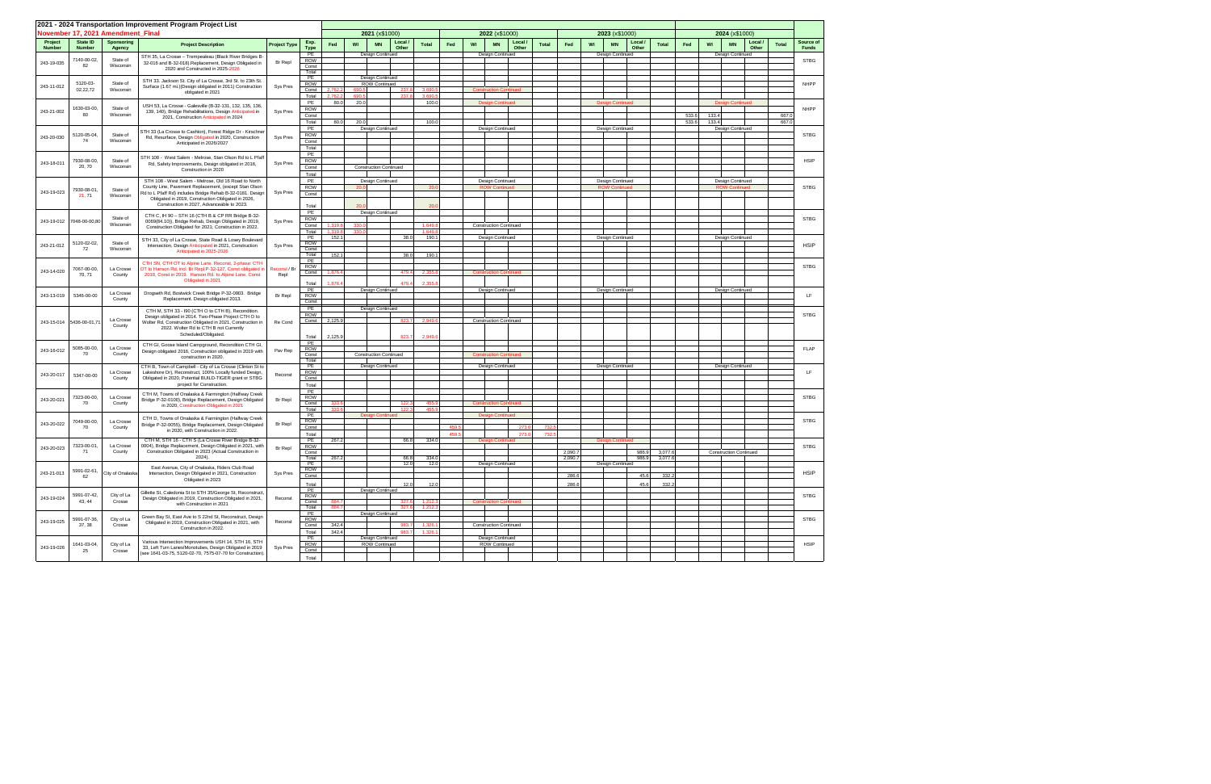# 2021 - 2024 Transportation Improvement Program Project List

## November 17, 2021 Amendment_Final

| Project Number | State ID Number | Sponsoring Agency | Project Description | Project Type | Exp. Type | 2021 (x$1000) Fed | WI | MN | Local / Other | Total | 2022 (x$1000) Fed | WI | MN | Local / Other | Total | 2023 (x$1000) Fed | WI | MN | Local / Other | Total | 2024 (x$1000) Fed | WI | MN | Local / Other | Total | Source of Funds |
|---|---|---|---|---|---|---|---|---|---|---|---|---|---|---|---|---|---|---|---|---|---|---|---|---|---|---|
| 243-19-035 | 7140-00-02, 82 | State of Wisconsin | STH 35, La Crosse – Trempealeau (Black River Bridges B-32-018 and B-32-018) Replacement, Design Obligated in 2020 and Constructed in 2025-2026 | Br Repl | PE | | Design Continued | | | | | Design Continued | | | | | Design Continued | | | | | Design Continued | | | | STBG |
| | | | | | ROW | | | | | | | | | | | | | | | | | | | | | |
| | | | | | Const | | | | | | | | | | | | | | | | | | | | | |
| | | | | | Total | | | | | | | | | | | | | | | | | | | | | |
| 243-11-012 | 5120-03-02,22,72 | State of Wisconsin | STH 33, Jackson St. City of La Crosse, 3rd St. to 23th St. Surface (1.67 mi.) (Design obligated in 2011) Construction obligated in 2021 | Sys Pres | PE | | Design Continued | | | | | | | | | | | | | | | | | | | NHPP |
| | | | | | ROW | | ROW Continued | | | | | | | | | | | | | | | | | | | |
| | | | | | Const | 2,762.2 | 690.5 | | 237.8 | 3,690.5 | | Construction Continued | | | | | | | | | | | | | | |
| | | | | | Total | 2,762.2 | 690.5 | | 237.8 | 3,690.5 | | | | | | | | | | | | | | | | |
| 243-21-002 | 1630-03-00, 80 | State of Wisconsin | USH 53, La Crosse - Galesville (B-32-131, 132, 135, 136, 139, 140), Bridge Rehabilitations, Design Anticipated in 2021, Construction Anticipated in 2024 | Sys Pres | PE | 80.0 | 20.0 | | | 100.0 | | Design Continued | | | | | Design Continued | | | | | Design Continued | | | | NHPP |
| | | | | | ROW | | | | | | | | | | | | | | | | | | | | | |
| | | | | | Const | | | | | | | | | | | | | | | | 533.6 | 133.4 | | | 667.0 | |
| | | | | | Total | 80.0 | 20.0 | | | 100.0 | | | | | | | | | | | 533.6 | 133.4 | | | 667.0 | |
| 243-20-030 | 5120-05-04, 74 | State of Wisconsin | STH 33 (La Crosse to Cashton), Forest Ridge Dr - Kirschner Rd, Resurface, Design Obligated in 2020, Construction Anticipated in 2026/2027 | Sys Pres | PE | | Design Continued | | | | | Design Continued | | | | | Design Continued | | | | | Design Continued | | | | STBG |
| | | | | | ROW | | | | | | | | | | | | | | | | | | | | | |
| | | | | | Const | | | | | | | | | | | | | | | | | | | | | |
| | | | | | Total | | | | | | | | | | | | | | | | | | | | | |
| 243-18-011 | 7930-08-00, 20, 70 | State of Wisconsin | STH 108 - West Salem - Melrose, Stan Olson Rd to L Pfaff Rd, Safety Improvements, Design obligated in 2016, Construction in 2020 | Sys Pres | PE | | | | | | | | | | | | | | | | | | | | | HSIP |
| | | | | | ROW | | | | | | | | | | | | | | | | | | | | | |
| | | | | | Const | | Construction Continued | | | | | | | | | | | | | | | | | | | |
| | | | | | Total | | | | | | | | | | | | | | | | | | | | | |
| 243-19-023 | 7930-08-01, 21, 71 | State of Wisconsin | STH 108 - West Salem - Melrose, Old 16 Road to North County Line, Pavement Replacement, (except Stan Olson Rd to L Pfaff Rd) includes Bridge Rehab B-32-0181. Design Obligated in 2019, Construction Obligated in 2026, Construction in 2027, Advanceable to 2023. | Sys Pres | PE | | Design Continued | | | | | Design Continued | | | | | Design Continued | | | | | Design Continued | | | | STBG |
| | | | | | ROW | | 20.0 | | | 20.0 | | ROW Continued | | | | | ROW Continued | | | | | ROW Continued | | | | |
| | | | | | Const | | | | | | | | | | | | | | | | | | | | | |
| | | | | | Total | | 20.0 | | | 20.0 | | | | | | | | | | | | | | | | |
| 243-19-012 | 7048-00-00,80 | State of Wisconsin | CTH C, IH 90 – STH 16 (CTH B & CP RR Bridge B-32-0069(84.10)), Bridge Rehab, Design Obligated in 2019, Construction Obligated for 2021; Construction in 2022. | Sys Pres | PE | | Design Continued | | | | | | | | | | | | | | | | | | | STBG |
| | | | | | ROW | | | | | | | | | | | | | | | | | | | | | |
| | | | | | Const | 1,319.8 | 330.0 | | | 1,649.8 | | Construction Continued | | | | | | | | | | | | | | |
| | | | | | Total | 1,319.8 | 330.0 | | | 1,649.8 | | | | | | | | | | | | | | | | |
| 243-21-012 | 5120-02-02, 72 | State of Wisconsin | STH 33, City of La Crosse, State Road & Losey Boulevard Intersection, Design Anticipated in 2021, Construction Anticipated in 2025-2026 | Sys Pres | PE | 152.1 | | | 38.0 | 190.1 | | Design Continued | | | | | Design Continued | | | | | Design Continued | | | | HSIP |
| | | | | | ROW | | | | | | | | | | | | | | | | | | | | | |
| | | | | | Const | | | | | | | | | | | | | | | | | | | | | |
| | | | | | Total | 152.1 | | | 38.0 | 190.1 | | | | | | | | | | | | | | | | |
| 243-14-020 | 7067-00-00, 70, 71 | La Crosse County | CTH SN, CTH OT to Alpine Lane, Reconst, 2-phase: CTH OT to Hanson Rd, incl. Br Repl P-32-127, Const obligated in 2018, Const in 2019. Hanson Rd. to Alpine Lane, Const Obligated in 2021 | Reconst / Br Repl | PE | | | | | | | | | | | | | | | | | | | | | STBG |
| | | | | | ROW | | | | | | | | | | | | | | | | | | | | | |
| | | | | | Const | 1,876.4 | | | 479.4 | 2,355.8 | | Construction Continued | | | | | | | | | | | | | | |
| | | | | | Total | 1,876.4 | | | 479.4 | 2,355.8 | | | | | | | | | | | | | | | | |
| 243-13-019 | 5346-00-00 | La Crosse County | Drugseth Rd, Bostwick Creek Bridge P-32-0903. Bridge Replacement. Design obligated 2013. | Br Repl | PE | | Design Continued | | | | | Design Continued | | | | | Design Continued | | | | | Design Continued | | | | LF |
| | | | | | ROW | | | | | | | | | | | | | | | | | | | | | |
| | | | | | Const | | | | | | | | | | | | | | | | | | | | | |
| 243-15-014 | 5436-00-01,71 | La Crosse County | CTH M, STH 33 - I90 (CTH O to CTH B), Recondition. Design obligated in 2014. Two-Phase Project CTH O to Wolter Rd, Construction Obligated in 2021, Construction in 2022. Wolter Rd to CTH B not Currently Scheduled/Obligated. | Re Cond | PE | | Design Continued | | | | | | | | | | | | | | | | | | | STBG |
| | | | | | ROW | | | | | | | | | | | | | | | | | | | | | |
| | | | | | Const | 2,125.9 | | | 823.7 | 2,949.6 | | Construction Continued | | | | | | | | | | | | | | |
| | | | | | Total | 2,125.9 | | | 823.7 | 2,949.6 | | | | | | | | | | | | | | | | |
| 243-16-012 | 5065-00-00, 70 | La Crosse County | CTH GI, Goose Island Campground, Recondition CTH GI, Design obligated 2016, Construction obligated in 2019 with construction in 2020. | Pav Rep | PE | | | | | | | | | | | | | | | | | | | | | FLAP |
| | | | | | ROW | | | | | | | | | | | | | | | | | | | | | |
| | | | | | Const | | Construction Continued | | | | | Construction Continued | | | | | | | | | | | | | | |
| | | | | | Total | | | | | | | | | | | | | | | | | | | | | |
| 243-20-017 | 5347-00-00 | La Crosse County | CTH B, Town of Campbell - City of La Crosse (Clinton St to Lakeshore Dr), Reconstruct, 100% Locally funded Design, Obligated in 2020, Potential BUILD-TIGER grant or STBG project for Construction. | Reconst | PE | | Design Continued | | | | | Design Continued | | | | | Design Continued | | | | | Design Continued | | | | LF |
| | | | | | ROW | | | | | | | | | | | | | | | | | | | | | |
| | | | | | Const | | | | | | | | | | | | | | | | | | | | | |
| | | | | | Total | | | | | | | | | | | | | | | | | | | | | |
| 243-20-021 | 7323-00-00, 70 | La Crosse County | CTH M, Towns of Onalaska & Farmington (Halfway Creek Bridge P-32-0100), Bridge Replacement, Design Obligated in 2020, Construction Obligated in 2021 | Br Repl | PE | | | | | | | | | | | | | | | | | | | | | STBG |
| | | | | | ROW | | | | | | | | | | | | | | | | | | | | | |
| | | | | | Const | 333.6 | | | 122.3 | 455.9 | | Construction Continued | | | | | | | | | | | | | | |
| | | | | | Total | 333.6 | | | 122.3 | 455.9 | | | | | | | | | | | | | | | | |
| 243-20-022 | 7049-00-00, 70 | La Crosse County | CTH D, Towns of Onalaska & Farmington (Halfway Creek Bridge P-32-0055), Bridge Replacement, Design Obligated in 2020, with Construction in 2022. | Br Repl | PE | | Design Continued | | | | | Design Continued | | | | | | | | | | | | | | STBG |
| | | | | | ROW | | | | | | | | | | | | | | | | | | | | | |
| | | | | | Const | | | | | | 459.5 | | | 273.0 | 732.5 | | | | | | | | | | | |
| | | | | | Total | | | | | | 459.5 | | | 273.0 | 732.5 | | | | | | | | | | | |
| 243-20-023 | 7323-00-01, 71 | La Crosse County | CTH M, STH 16 - CTH S (La Crosse River Bridge B-32-0004), Bridge Replacement, Design Obligated in 2021, with Construction Obligated in 2023 (Actual Construction in 2024). | Br Repl | PE | 267.2 | | | 66.8 | 334.0 | | Design Continued | | | | | Design Continued | | | | | | | | | STBG |
| | | | | | ROW | | | | | | | | | | | | | | | | | | | | | |
| | | | | | Const | | | | | | | | | | | 2,090.7 | | | 986.9 | 3,077.6 | | Construction Continued | | | | |
| | | | | | Total | 267.2 | | | 66.8 | 334.0 | | | | | | 2,090.7 | | | 986.9 | 3,077.6 | | | | | | |
| 243-21-013 | 5991-02-61, 62 | City of Onalaska | East Avenue, City of Onalaska, Riders Club Road Intersection, Design Obligated in 2021, Construction Obligated in 2023 | Sys Pres | PE | | | | 12.0 | 12.0 | | Design Continued | | | | | Design Continued | | | | | | | | | HSIP |
| | | | | | ROW | | | | | | | | | | | | | | | | | | | | | |
| | | | | | Const | | | | | | | | | | | 286.6 | | | 45.6 | 332.2 | | | | | | |
| | | | | | Total | | | | 12.0 | 12.0 | | | | | | 286.6 | | | 45.6 | 332.2 | | | | | | |
| 243-19-024 | 5991-07-42, 43, 44 | City of La Crosse | Gillette St, Caledonia St to STH 35/George St, Reconstruct, Design Obligated in 2019, Construction Obligated in 2021, with Construction in 2021 | Reconst | PE | | Design Continued | | | | | | | | | | | | | | | | | | | STBG |
| | | | | | ROW | | | | | | | | | | | | | | | | | | | | | |
| | | | | | Const | 884.7 | | | 327.6 | 1,212.3 | | Construction Continued | | | | | | | | | | | | | | |
| | | | | | Total | 884.7 | | | 327.6 | 1,212.3 | | | | | | | | | | | | | | | | |
| 243-19-025 | 5991-07-36, 37, 38 | City of La Crosse | Green Bay St, East Ave to S 22nd St, Reconstruct, Design Obligated in 2019, Construction Obligated in 2021, with Construction in 2022. | Reconst | PE | | Design Continued | | | | | | | | | | | | | | | | | | | STBG |
| | | | | | ROW | | | | | | | | | | | | | | | | | | | | | |
| | | | | | Const | 342.4 | | | 983.7 | 1,326.1 | | Construction Continued | | | | | | | | | | | | | | |
| | | | | | Total | 342.4 | | | 983.7 | 1,326.1 | | | | | | | | | | | | | | | | |
| 243-19-026 | 1641-03-04, 25 | City of La Crosse | Various Intersection Improvements USH 14, STH 16, STH 33, Left Turn Lanes/Monotubes, Design Obligated in 2019 (see 1641-03-75, 5120-02-70, 7575-07-70 for Construction) | Sys Pres | PE | | Design Continued | | | | | Design Continued | | | | | | | | | | | | | | HSIP |
| | | | | | ROW | | ROW Continued | | | | | ROW Continued | | | | | | | | | | | | | | |
| | | | | | Const | | | | | | | | | | | | | | | | | | | | | |
| | | | | | Total | | | | | | | | | | | | | | | | | | | | | |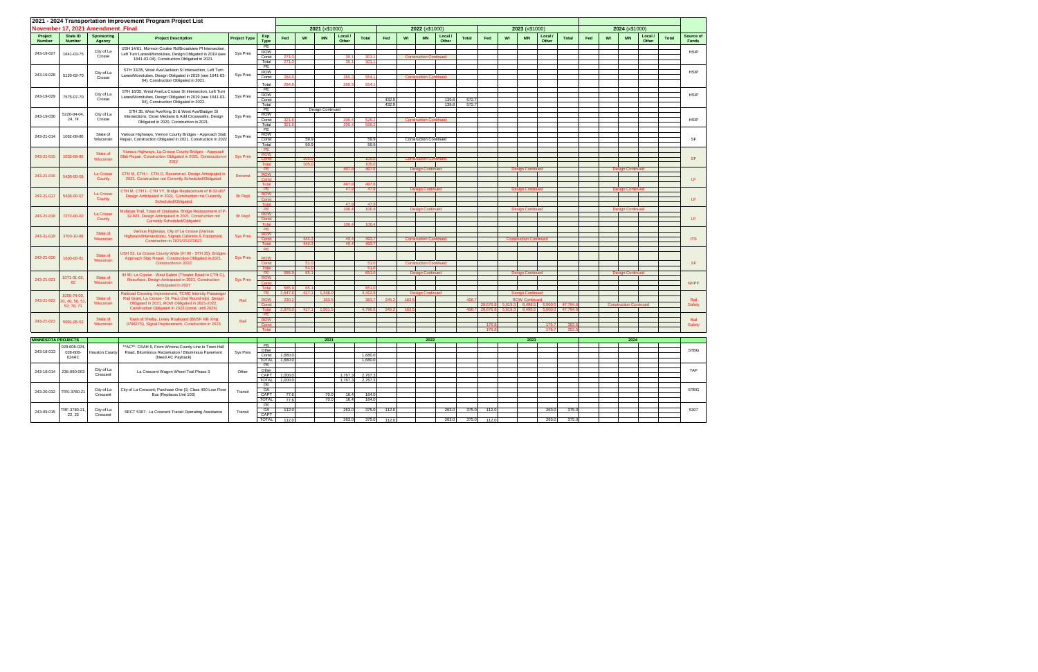# 2021 - 2024 Transportation Improvement Program Project List

## November 17, 2021 Amendment_Final

| Project Number | State ID Number | Sponsoring Agency | Project Description | Project Type | Exp. Type | 2021 (x$1000) Fed | WI | MN | Local / Other | Total | 2022 (x$1000) Fed | WI | MN | Local / Other | Total | 2023 (x$1000) Fed | WI | MN | Local / Other | Total | 2024 (x$1000) Fed | WI | MN | Local / Other | Total | Source of Funds |
|---|---|---|---|---|---|---|---|---|---|---|---|---|---|---|---|---|---|---|---|---|---|---|---|---|---|---|
| 243-19-027 | 1641-03-75 | City of La Crosse | USH 14/61, Mormon Coulee Rd/Broadview Pl Intersection, Left Turn Lanes/Monotubes, Design Obligated in 2019 (see 1641-03-04), Construction Obligated in 2021. | Sys Pres | PE | | | | | | | | | | | | | | | | | | | | | HSIP |
| | | | | | ROW | | | | | | | | | | | | | | | | | | | | | |
| | | | | | Const | 271.0 | | | 30.1 | 301.1 | Construction Continued | | | | | | | | | | | | | | | |
| | | | | | Total | 271.0 | | | 30.1 | 301.1 | | | | | | | | | | | | | | | | |
| 243-19-028 | 5120-02-70 | City of La Crosse | STH 33/35, West Ave/Jackson St Intersection, Left Turn Lanes/Monotubes, Design Obligated in 2019 (see 1641-03-04), Construction Obligated in 2021. | Sys Pres | PE | | | | | | | | | | | | | | | | | | | | | HSIP |
| | | | | | ROW | | | | | | | | | | | | | | | | | | | | | |
| | | | | | Const | 284.8 | | | 269.3 | 554.1 | Construction Continued | | | | | | | | | | | | | | | |
| | | | | | Total | 284.8 | | | 269.3 | 554.1 | | | | | | | | | | | | | | | | |
| 243-19-029 | 7575-07-70 | City of La Crosse | STH 16/35, West Ave/La Crosse St Intersection, Left Turn Lanes/Monotubes, Design Obligated in 2019 (see 1641-03-04), Construction Obligated in 2022. | Sys Pres | PE | | | | | | | | | | | | | | | | | | | | | HSIP |
| | | | | | ROW | | | | | | | | | | | | | | | | | | | | | |
| | | | | | Const | | | | | | 432.9 | | | 139.8 | 572.7 | | | | | | | | | | | |
| | | | | | Total | | | | | | 432.9 | | | 139.8 | 572.7 | | | | | | | | | | | |
| 243-19-030 | 5220-04-04, 24, 74 | City of La Crosse | STH 35, West Ave/King St & West Ave/Badger St Intersections, Close Medians & Add Crosswalks, Design Obligated in 2020, Construction in 2021. | Sys Pres | PE | Design Continued | | | | | | | | | | | | | | | | | | | | HSIP |
| | | | | | ROW | | | | | | | | | | | | | | | | | | | | | |
| | | | | | Const | 321.8 | | | 206.4 | 528.2 | Construction Continued | | | | | | | | | | | | | | | |
| | | | | | Total | 321.8 | | | 206.4 | 528.2 | | | | | | | | | | | | | | | | |
| 243-21-014 | 1062-08-80 | State of Wisconsin | Various Highways, Vernon County Bridges - Approach Slab Repair, Construction Obligated in 2021, Construction in 2022 | Sys Pres | PE | | | | | | | | | | | | | | | | | | | | | SF |
| | | | | | ROW | | | | | | | | | | | | | | | | | | | | | |
| | | | | | Const | | 59.9 | | | 59.9 | Construction Continued | | | | | | | | | | | | | | | |
| | | | | | Total | | 59.9 | | | 59.9 | | | | | | | | | | | | | | | | |
| 243-21-015 | 1032-08-80 | State of Wisconsin | Various Highways, La Crosse County Bridges - Approach Slab Repair, Construction Obligated in 2021, Construction in 2022 | Sys Pres | PE | | | | | | | | | | | | | | | | | | | | | SF |
| | | | | | ROW | | | | | | | | | | | | | | | | | | | | | |
| | | | | | Const | | 105.0 | | | 105.0 | Construction Continued | | | | | | | | | | | | | | | |
| | | | | | Total | | 105.0 | | | 105.0 | | | | | | | | | | | | | | | | |
| 243-21-016 | 5438-00-06 | La Crosse County | CTH M, CTH I - CTH YY, Reconstruct. Design Anticipated in 2021, Construction not Currently Scheduled/Obligated | Recond | PE | | | | 497.8 | 497.8 | Design Continued | | | | | Design Continued | | | | | Design Continued | | | | | LF |
| | | | | | ROW | | | | | | | | | | | | | | | | | | | | | |
| | | | | | Const | | | | | | | | | | | | | | | | | | | | | |
| | | | | | Total | | | | 497.8 | 497.8 | | | | | | | | | | | | | | | | |
| 243-21-017 | 5438-00-07 | La Crosse County | CTH M, CTH I - CTH YY, Bridge Replacement of B-32-907. Design Anticipated in 2021, Construction not Currently Scheduled/Obligated | Br Repl | PE | | | | 47.9 | 47.9 | Design Continued | | | | | Design Continued | | | | | Design Continued | | | | | LF |
| | | | | | ROW | | | | | | | | | | | | | | | | | | | | | |
| | | | | | Const | | | | | | | | | | | | | | | | | | | | | |
| | | | | | Total | | | | 47.9 | 47.9 | | | | | | | | | | | | | | | | |
| 243-21-018 | 7272-00-02 | La Crosse County | Mohican Trail, Town of Onalaska, Bridge Replacement of P-32-923, Design Anticipated in 2021, Construction not Currently Scheduled/Obligated | Br Repl | PE | | | | 106.4 | 106.4 | Design Continued | | | | | Design Continued | | | | | Design Continued | | | | | LF |
| | | | | | ROW | | | | | | | | | | | | | | | | | | | | | |
| | | | | | Const | | | | | | | | | | | | | | | | | | | | | |
| | | | | | Total | | | | 106.4 | 106.4 | | | | | | | | | | | | | | | | |
| 243-21-019 | 3700-10-89 | State of Wisconsin | Various Highways, City of La Crosse (Various Highways/Intersections), Signals Cabinets & Equipment, Construction in 2021/2022/2023 | Sys Pres | PE | | | | | | | | | | | | | | | | | | | | | ITS |
| | | | | | ROW | | | | | | | | | | | | | | | | | | | | | |
| | | | | | Const | | 444.3 | | 49.4 | 493.7 | Construction Continued | | | | | Construction Continued | | | | | | | | | | |
| | | | | | Total | | 444.3 | | 49.4 | 493.7 | | | | | | | | | | | | | | | | |
| 243-21-020 | 1630-00-81 | State of Wisconsin | USH 53, La Crosse County Wide (IH 90 - STH 35), Bridges - Approach Slab Repair, Construction Obligated in 2021, Construction in 2022 | Sys Pres | PE | | | | | | | | | | | | | | | | | | | | | SF |
| | | | | | ROW | | | | | | | | | | | | | | | | | | | | | |
| | | | | | Const | | 53.0 | | | 53.0 | Construction Continued | | | | | | | | | | | | | | | |
| | | | | | Total | | 53.0 | | | 53.0 | | | | | | | | | | | | | | | | |
| 243-21-021 | 1071-01-02, 82 | State of Wisconsin | IH 90, La Crosse - West Salem (Theater Road to CTH C), Resurface, Design Anticipated in 2021, Construction Anticipated in 2027 | Sys Pres | PE | 585.9 | 65.1 | | | 651.0 | Design Continued | | | | | Design Continued | | | | | Design Continued | | | | | NHPP |
| | | | | | ROW | | | | | | | | | | | | | | | | | | | | | |
| | | | | | Const | | | | | | | | | | | | | | | | | | | | | |
| | | | | | Total | 585.9 | 65.1 | | | 651.0 | | | | | | | | | | | | | | | | |
| 243-21-022 | 1009-74-00, 20, 40, 50, 51, 52, 70, 71 | State of Wisconsin | Railroad Crossing Improvement, TCMC Intercity Passenger Rail Grant, La Crosse - St. Paul (2nd Round-trip), Design Obligated in 2021, ROW Obligated in 2021-2022, Construction Obligated in 2023 (comit. until 2026) | Rail | PE | 2,647.8 | 417.1 | 1,348.0 | | 4,412.9 | Design Continued | | | | | Design Continued | | | | | | | | | | Rail Safety |
| | | | | | ROW | 230.2 | | 153.5 | | 383.7 | 245.2 | 163.5 | | | 408.7 | ROW Continued | | | | | | | | | | |
| | | | | | Const | | | | | | | | | | | 28,676.8 | 5,619.3 | 8,498.5 | 5,000.0 | 47,794.6 | Construction Continued | | | | | |
| | | | | | Total | 2,878.0 | 417.1 | 1,501.5 | | 4,796.6 | 245.2 | 163.5 | | | 408.7 | 28,676.8 | 5,619.3 | 8,498.5 | 5,000.0 | 47,794.6 | | | | | | |
| 243-21-023 | 5991-05-52 | State of Wisconsin | Town of Shelby, Losey Boulevard (BNSF RR Xing 079827S), Signal Replacement, Construction in 2023 | Rail | PE | | | | | | | | | | | | | | | | | | | | | Rail Safety |
| | | | | | ROW | | | | | | | | | | | | | | | | | | | | | |
| | | | | | Const | | | | | | | | | | | 176.8 | | | 176.7 | 353.5 | | | | | | |
| | | | | | Total | | | | | | | | | | | 176.8 | | | 176.7 | 353.5 | | | | | | |
| **MINNESOTA PROJECTS** | | | | | | **2021** | | | | | **2022** | | | | | **2023** | | | | | **2024** | | | | | |
| 243-18-013 | 028-606-024, 028-606-024AC | Houston County | **AC**: CSAH 6, From Winona County Line to Town Hall Road, Bituminous Reclamation / Bituminous Pavement (Need AC Payback) | Sys Pres | PE | | | | | | | | | | | | | | | | | | | | | STBG |
| | | | | | Other | | | | | | | | | | | | | | | | | | | | | |
| | | | | | Const | 1,680.0 | | | | 1,680.0 | | | | | | | | | | | | | | | | |
| | | | | | TOTAL | 1,680.0 | | | | 1,680.0 | | | | | | | | | | | | | | | | |
| 243-18-014 | 236-090-003 | City of La Crescent | La Crescent Wagon Wheel Trail Phase 3 | Other | PE | | | | | | | | | | | | | | | | | | | | | TAP |
| | | | | | Other | | | | | | | | | | | | | | | | | | | | | |
| | | | | | CAPT | 1,000.0 | | | 1,767.3 | 2,767.3 | | | | | | | | | | | | | | | | |
| | | | | | TOTAL | 1,000.0 | | | 1,767.3 | 2,767.3 | | | | | | | | | | | | | | | | |
| 243-20-032 | TRS-3780-21 | City of La Crescent | City of La Crescent; Purchase One (1) Class 400 Low Floor Bus (Replaces Unit 103) | Transit | PE | | | | | | | | | | | | | | | | | | | | | STBG |
| | | | | | OA | | | | | | | | | | | | | | | | | | | | | |
| | | | | | CAPT | 77.6 | | 70.0 | 16.4 | 164.0 | | | | | | | | | | | | | | | | |
| | | | | | TOTAL | 77.6 | | 70.0 | 16.4 | 164.0 | | | | | | | | | | | | | | | | |
| 243-09-015 | TRF-3780-21, 22, 23 | City of La Crescent | SECT 5307: La Crescent Transit Operating Assistance | Transit | PE | | | | | | | | | | | | | | | | | | | | | 5307 |
| | | | | | OA | 112.0 | | | 263.0 | 375.0 | 112.0 | | | 263.0 | 375.0 | 112.0 | | | 263.0 | 375.0 | | | | | | |
| | | | | | CAPT | | | | | | | | | | | | | | | | | | | | | |
| | | | | | TOTAL | 112.0 | | | 263.0 | 375.0 | 112.0 | | | 263.0 | 375.0 | 112.0 | | | 263.0 | 375.0 | | | | | | |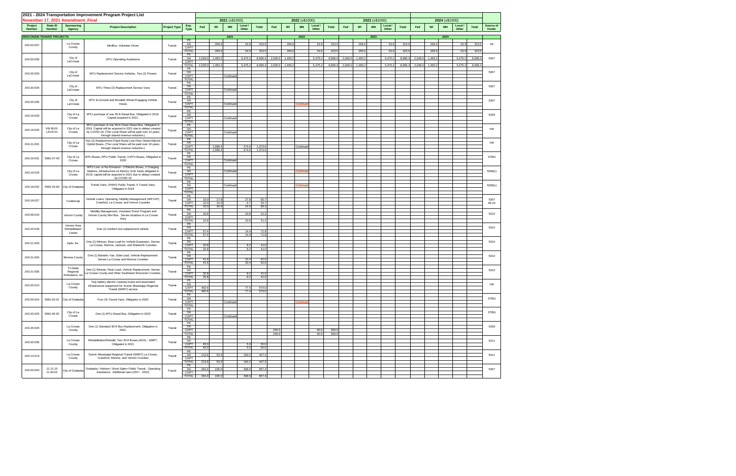# 2021 - 2024 Transportation Improvement Program Project List

**November 17, 2021 Amendment_Final**

| Project Number | State ID Number | Sponsoring Agency | Project Description | Project Type | Exp. Type | 2021 (x$1000) Fed | WI | MN | Local / Other | Total | 2022 (x$1000) Fed | WI | MN | Local / Other | Total | 2023 (x$1000) Fed | WI | MN | Local / Other | Total | 2024 (x$1000) Fed | WI | MN | Local / Other | Total | Source of Funds |
|---|---|---|---|---|---|---|---|---|---|---|---|---|---|---|---|---|---|---|---|---|---|---|---|---|---|---|
| **WISCONSIN TRANSIT PROJECTS** | | | | | | | | 2021 | | | | | 2022 | | | | | 2023 | | | | | 2024 | | | |
| 243-03-037 | | La Crosse County | MiniBus, Volunteer Driver | Transit | PE | | | | | | | | | | | | | | | | | | | | | SF |
| | | | | | OA | | 269.6 | | 53.9 | 323.5 | | 269.6 | | 53.9 | 323.5 | | 269.6 | | 53.9 | 323.5 | | 269.6 | | 53.9 | 323.5 | |
| | | | | | CAPT | | | | | | | | | | | | | | | | | | | | | |
| | | | | | TOTAL | | 269.6 | | 53.9 | 323.5 | | 269.6 | | 53.9 | 323.5 | | 269.6 | | 53.9 | 323.5 | | 269.6 | | 53.9 | 323.5 | |
| 243-03-039 | | City of LaCrosse | MTU Operating Assistance | Transit | PE | | | | | | | | | | | | | | | | | | | | | 5307 |
| | | | | | OA | 2,028.0 | 1,493.2 | | 5,475.2 | 8,996.4 | 2,028.0 | 1,493.2 | | 5,475.2 | 8,996.4 | 2,028.0 | 1,493.2 | | 5,475.2 | 8,996.4 | 2,028.0 | 1,493.2 | | 5,475.2 | 8,996.4 | |
| | | | | | CAPT | | | | | | | | | | | | | | | | | | | | | |
| | | | | | TOTAL | 2,028.0 | 1,493.2 | | 5,475.2 | 8,996.4 | 2,028.0 | 1,493.2 | | 5,475.2 | 8,996.4 | 2,028.0 | 1,493.2 | | 5,475.2 | 8,996.4 | 2,028.0 | 1,493.2 | | 5,475.2 | 8,996.4 | |
| 243-20-033 | | City of LaCrosse | MTU Replacement Service Vehicles, Two (2) Priuses | Transit | PE | | | | | | | | | | | | | | | | | | | | | 5307 |
| | | | | | OA | | | | | | | | | | | | | | | | | | | | | |
| | | | | | CAPT | | | Continued | | | | | | | | | | | | | | | | | | |
| | | | | | TOTAL | | | | | | | | | | | | | | | | | | | | | |
| 243-20-034 | | City of LaCrosse | MTU Three (3) Replacement Service Vans | Transit | PE | | | | | | | | | | | | | | | | | | | | | 5307 |
| | | | | | OA | | | | | | | | | | | | | | | | | | | | | |
| | | | | | CAPT | | | Continued | | | | | | | | | | | | | | | | | | |
| | | | | | TOTAL | | | | | | | | | | | | | | | | | | | | | |
| 243-20-035 | | City of LaCrosse | MTU In-Ground and Movable Wheel Engaging Vehicle Hoists | Transit | PE | | | | | | | | | | | | | | | | | | | | | 5307 |
| | | | | | OA | | | | | | | | | | | | | | | | | | | | | |
| | | | | | CAPT | | | Continued | | | | | Continued | | | | | | | | | | | | | |
| | | | | | TOTAL | | | | | | | | | | | | | | | | | | | | | |
| 243-19-033 | | City of La Crosse | MTU purchase of one 35-ft Diesel Bus. Obligated in 2019. Capital acquired in 2021. | Transit | PE | | | | | | | | | | | | | | | | | | | | | 5339 |
| | | | | | OA | | | | | | | | | | | | | | | | | | | | | |
| | | | | | CAPT | | | Continued | | | | | | | | | | | | | | | | | | |
| | | | | | TOTAL | | | | | | | | | | | | | | | | | | | | | |
| 243-19-034 | VW-BUS-LACR-01 | City of La Crosse | MTU purchase of one 35-ft Clean Diesel Bus. Obligated in 2019. Capital will be acquired in 2021 due to delays created by COVID-19. (The Local Share will be paid over 10 years through shared revenue reduction.) | Transit | PE | | | | | | | | | | | | | | | | | | | | | VW |
| | | | | | OA | | | | | | | | | | | | | | | | | | | | | |
| | | | | | CAPT | | | Continued | | | | | | | | | | | | | | | | | | |
| | | | | | TOTAL | | | | | | | | | | | | | | | | | | | | | |
| 243-21-001 | | City of La Crosse | Two (2) Replacement Fixed-Route Low-Floor Diesel-Electric Hybrid Buses. (The Local Share will be paid over 10 years through shared revenue reduction.) | Transit | PE | | | | | | | | | | | | | | | | | | | | | VW |
| | | | | | OA | | | | | | | | | | | | | | | | | | | | | |
| | | | | | CAPT | | 1,098.4 | | 274.6 | 1,373.0 | | | Continued | | | | | | | | | | | | | |
| | | | | | TOTAL | | 1,098.4 | | 274.6 | 1,373.0 | | | | | | | | | | | | | | | | |
| 243-19-031 | 5991-07-40 | City of La Crosse | MTU Buses, MTU Public Transit, 3 MTU Buses, Obligated in 2020 | Transit | PE | | | | | | | | | | | | | | | | | | | | | STBG |
| | | | | | OA | | | | | | | | | | | | | | | | | | | | | |
| | | | | | CAPT | | | Continued | | | | | | | | | | | | | | | | | | |
| | | | | | TOTAL | | | | | | | | | | | | | | | | | | | | | |
| 243-19-019 | | City of La Crosse | MTU Low- or No-Emission - 2 Electric Buses, 2 Charging Stations, Infrastructure on Electric Grid; funds obligated in 2019; capital will be acquired in 2021 due to delays created by COVID-19 | Transit | PE | | | | | | | | | | | | | | | | | | | | | 5339(c) |
| | | | | | OA | | | Continued | | | | | Continued | | | | | | | | | | | | | |
| | | | | | CAPT | | | | | | | | | | | | | | | | | | | | | |
| | | | | | TOTAL | | | | | | | | | | | | | | | | | | | | | |
| 243-19-032 | 5991-02-60 | City of Onalaska | Transit Vans, OHWS Public Transit, 5 Transit Vans, Obligated in 2019 | Transit | PE | | | | | | | | | | | | | | | | | | | | | 5339(c) |
| | | | | | OA | | | Continued | | | | | Continued | | | | | | | | | | | | | |
| | | | | | CAPT | | | | | | | | | | | | | | | | | | | | | |
| | | | | | TOTAL | | | | | | | | | | | | | | | | | | | | | |
| 243-18-027 | | Couleecap | Vehicle Loans, Operating, Mobility Management (WETAP). Crawford, La Crosse, and Vernon Counties | Transit | PE | | | | | | | | | | | | | | | | | | | | | 5307 85.24 |
| | | | | | OA | 10.0 | 17.8 | | 27.8 | 55.7 | | | | | | | | | | | | | | | | |
| | | | | | CAPT | 10.0 | 16.9 | | 6.7 | 33.7 | | | | | | | | | | | | | | | | |
| | | | | | TOTAL | 20.0 | 34.8 | | 34.6 | 89.3 | | | | | | | | | | | | | | | | |
| 243-09-010 | | Vernon County | Mobility Management, Volunteer Driver Program and Vernon County Mini Bus. Serves locations in La Crosse Area | Transit | PE | | | | | | | | | | | | | | | | | | | | | 5310 |
| | | | | | OA | 10.6 | | | 10.6 | 21.2 | | | | | | | | | | | | | | | | |
| | | | | | CAPT | | | | | | | | | | | | | | | | | | | | | |
| | | | | | TOTAL | 10.6 | | | 10.6 | 21.2 | | | | | | | | | | | | | | | | |
| 243-20-018 | | Vernon Area Rehabilitation Center | One (1) medium bus replacement vehicle. | Transit | PE | | | | | | | | | | | | | | | | | | | | | 5310 |
| | | | | | OA | | | | | | | | | | | | | | | | | | | | | |
| | | | | | CAPT | 57.4 | | | 14.4 | 71.8 | | | | | | | | | | | | | | | | |
| | | | | | TOTAL | 57.4 | | | 14.4 | 71.8 | | | | | | | | | | | | | | | | |
| 243-21-003 | | Aptiv, Inc. | One (1) Minivan, Rear-Load for Vehicle Expansion. Serves La Crosse, Monroe, Jackson, and Walworth Counties | Transit | PE | | | | | | | | | | | | | | | | | | | | | 5310 |
| | | | | | OA | | | | | | | | | | | | | | | | | | | | | |
| | | | | | CAPT | 32.8 | | | 8.2 | 41.0 | | | | | | | | | | | | | | | | |
| | | | | | TOTAL | 32.8 | | | 8.2 | 41.0 | | | | | | | | | | | | | | | | |
| 243-21-004 | | Monroe County | One (1) Bariatric Van, Side-Load, Vehicle Replacement. Serves La Crosse and Monroe Counties | Transit | PE | | | | | | | | | | | | | | | | | | | | | 5310 |
| | | | | | OA | | | | | | | | | | | | | | | | | | | | | |
| | | | | | CAPT | 41.6 | | | 10.4 | 52.0 | | | | | | | | | | | | | | | | |
| | | | | | TOTAL | 41.6 | | | 10.4 | 52.0 | | | | | | | | | | | | | | | | |
| 243-21-005 | | Tri-State Regional Ambulance, Inc | One (1) Minivan, Rear-Load, Vehicle Replacement. Serves La Crosse County and Other Southwest Wisconsin Counties. | Transit | PE | | | | | | | | | | | | | | | | | | | | | 5310 |
| | | | | | OA | | | | | | | | | | | | | | | | | | | | | |
| | | | | | CAPT | 32.8 | | | 8.2 | 41.0 | | | | | | | | | | | | | | | | |
| | | | | | TOTAL | 32.8 | | | 8.2 | 41.0 | | | | | | | | | | | | | | | | |
| 243-20-013 | | La Crosse County | Two battery electric cutaway buses and associated infrastructure equipment for Scenic Mississippi Regional Transit (SMRT) service | Transit | PE | | | | | | | | | | | | | | | | | | | | | VW |
| | | | | | OA | | | | | | | | | | | | | | | | | | | | | |
| | | | | | CAPT | 492.6 | | | 77.4 | 570.0 | | | | | | | | | | | | | | | | |
| | | | | | TOTAL | 492.6 | | | 77.4 | 570.0 | | | | | | | | | | | | | | | | |
| 243-20-024 | 5991-02-01 | City of Onalaska | Four (4) Transit Vans, Obligation in 2020 | Transit | PE | | | | | | | | | | | | | | | | | | | | | STBG |
| | | | | | OA | | | | | | | | | | | | | | | | | | | | | |
| | | | | | CAPT | | | Continued | | | | | Continued | | | | | | | | | | | | | |
| | | | | | TOTAL | | | | | | | | | | | | | | | | | | | | | |
| 243-20-025 | 5991-05-00 | City of La Crosse | One (1) MTU Diesel Bus, Obligation in 2020 | Transit | PE | | | | | | | | | | | | | | | | | | | | | STBG |
| | | | | | OA | | | | | | | | | | | | | | | | | | | | | |
| | | | | | CAPT | | | Continued | | | | | | | | | | | | | | | | | | |
| | | | | | TOTAL | | | | | | | | | | | | | | | | | | | | | |
| 243-20-026 | | La Crosse County | One (1) Standard 30-ft Bus Replacement, Obligation in 2022 | Transit | PE | | | | | | | | | | | | | | | | | | | | | 5339 |
| | | | | | OA | | | | | | | | | | | | | | | | | | | | | |
| | | | | | CAPT | | | | | | 240.0 | | | 60.0 | 300.0 | | | | | | | | | | | |
| | | | | | TOTAL | | | | | | 240.0 | | | 60.0 | 300.0 | | | | | | | | | | | |
| 243-20-036 | | La Crosse County | Rehabilitation/Rebuild, Two 30-ft Buses (ADA) - SMRT, Obligated in 2021 | Transit | PE | | | | | | | | | | | | | | | | | | | | | 5311 |
| | | | | | OA | | | | | | | | | | | | | | | | | | | | | |
| | | | | | CAPT | 45.0 | | | 5.0 | 50.0 | | | | | | | | | | | | | | | | |
| | | | | | TOTAL | 45.0 | | | 5.0 | 50.0 | | | | | | | | | | | | | | | | |
| 243-13-013 | | La Crosse County | Scenic Mississippi Regional Transit (SMRT) La Crosse, Crawford, Monroe, and Vernon Counties | Transit | PE | | | | | | | | | | | | | | | | | | | | | 5311 |
| | | | | | OA | 213.6 | 53.4 | | 160.2 | 427.2 | | | | | | | | | | | | | | | | |
| | | | | | CAPT | | | | | | | | | | | | | | | | | | | | | |
| | | | | | TOTAL | 213.6 | 53.4 | | 160.2 | 427.2 | | | | | | | | | | | | | | | | |
| 243-03-043 | 11.12.15 11.93.02 | City of Onalaska | Onalaska / Holmen / West Salem Public Transit. Operating Assistance, Additional vans (2017 - 2022) | Transit | PE | | | | | | | | | | | | | | | | | | | | | 5307 |
| | | | | | OA | 264.4 | 195.0 | | 398.0 | 857.4 | | | | | | | | | | | | | | | | |
| | | | | | CAPT | | | | | | | | | | | | | | | | | | | | | |
| | | | | | TOTAL | 264.4 | 195.0 | | 398.0 | 857.4 | | | | | | | | | | | | | | | | |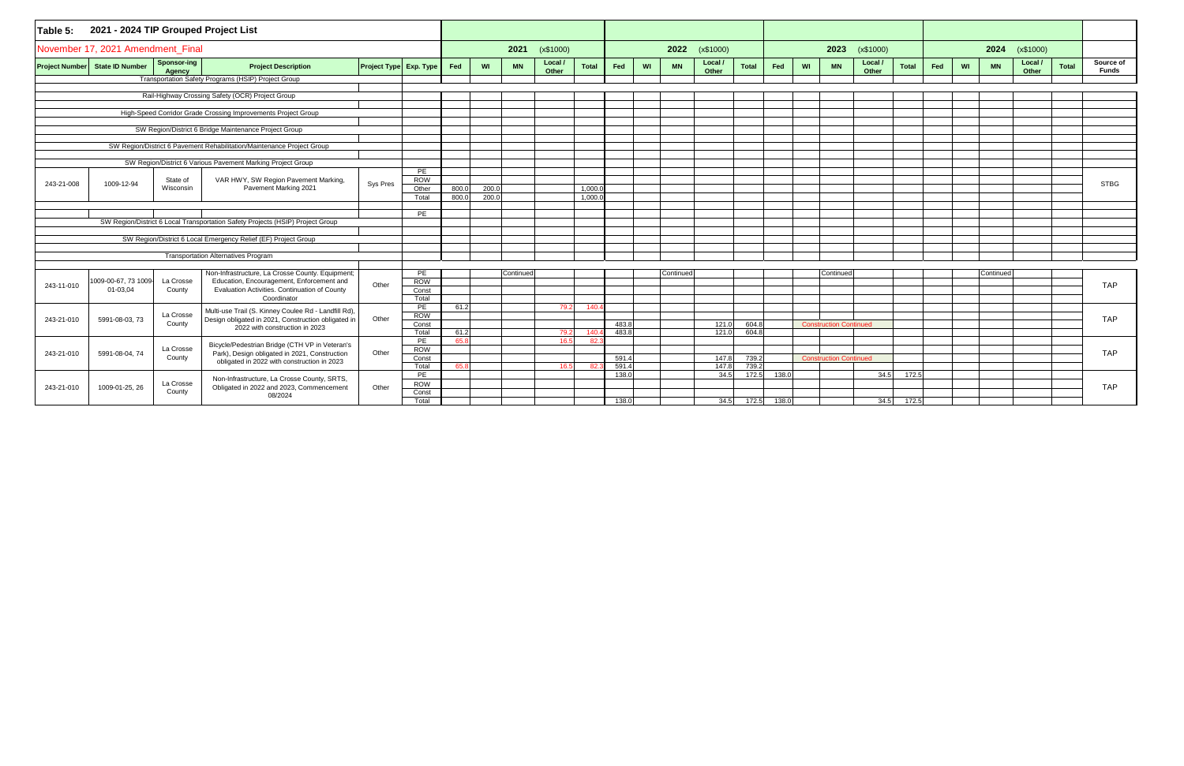**Table 5: 2021 - 2024 TIP Grouped Project List**

November 17, 2021 Amendment_Final

| Project Number | State ID Number | Sponsor-ing Agency | Project Description | Project Type | Exp. Type | 2021 (x$1000) Fed | WI | MN | Local / Other | Total | 2022 (x$1000) Fed | WI | MN | Local / Other | Total | 2023 (x$1000) Fed | WI | MN | Local / Other | Total | 2024 (x$1000) Fed | WI | MN | Local / Other | Total | Source of Funds |
|---|---|---|---|---|---|---|---|---|---|---|---|---|---|---|---|---|---|---|---|---|---|---|---|---|---|---|
| | | | Transportation Safety Programs (HSIP) Project Group | | | | | | | | | | | | | | | | | | | | | | | |
| | | | Rail-Highway Crossing Safety (OCR) Project Group | | | | | | | | | | | | | | | | | | | | | | | |
| | | | High-Speed Corridor Grade Crossing Improvements Project Group | | | | | | | | | | | | | | | | | | | | | | | |
| | | | SW Region/District 6 Bridge Maintenance Project Group | | | | | | | | | | | | | | | | | | | | | | | |
| | | | SW Region/District 6 Pavement Rehabilitation/Maintenance Project Group | | | | | | | | | | | | | | | | | | | | | | | |
| | | | SW Region/District 6 Various Pavement Marking Project Group | | | | | | | | | | | | | | | | | | | | | | | |
| 243-21-008 | 1009-12-94 | State of Wisconsin | VAR HWY, SW Region Pavement Marking, Pavement Marking 2021 | Sys Pres | PE | | | | | | | | | | | | | | | | | | | | | STBG |
| | | | | | ROW | | | | | | | | | | | | | | | | | | | | | |
| | | | | | Other | 800.0 | 200.0 | | | 1,000.0 | | | | | | | | | | | | | | | | |
| | | | | | Total | 800.0 | 200.0 | | | 1,000.0 | | | | | | | | | | | | | | | | |
| | | | | | PE | | | | | | | | | | | | | | | | | | | | | |
| | | | SW Region/District 6 Local Transportation Safety Projects (HSIP) Project Group | | | | | | | | | | | | | | | | | | | | | | | |
| | | | SW Region/District 6 Local Emergency Relief (EF) Project Group | | | | | | | | | | | | | | | | | | | | | | | |
| | | | Transportation Alternatives Program | | | | | | | | | | | | | | | | | | | | | | | |
| 243-11-010 | 1009-00-67, 73 1009-01-03,04 | La Crosse County | Non-Infrastructure, La Crosse County. Equipment; Education, Encouragement, Enforcement and Evaluation Activities. Continuation of County Coordinator | Other | PE | | | Continued | | | | | Continued | | | | | Continued | | | | | Continued | | | TAP |
| | | | | | ROW | | | | | | | | | | | | | | | | | | | | | |
| | | | | | Const | | | | | | | | | | | | | | | | | | | | | |
| | | | | | Total | | | | | | | | | | | | | | | | | | | | | |
| 243-21-010 | 5991-08-03, 73 | La Crosse County | Multi-use Trail (S. Kinney Coulee Rd - Landfill Rd), Design obligated in 2021, Construction obligated in 2022 with construction in 2023 | Other | PE | 61.2 | | | 79.2 | 140.4 | | | | | | | | | | | | | | | | TAP |
| | | | | | ROW | | | | | | | | | | | | | | | | | | | | | |
| | | | | | Const | | | | | | 483.8 | | | 121.0 | 604.8 | | | Construction Continued | | | | | | | | |
| | | | | | Total | 61.2 | | | 79.2 | 140.4 | 483.8 | | | 121.0 | 604.8 | | | | | | | | | | | |
| 243-21-010 | 5991-08-04, 74 | La Crosse County | Bicycle/Pedestrian Bridge (CTH VP in Veteran's Park), Design obligated in 2021, Construction obligated in 2022 with construction in 2023 | Other | PE | 65.8 | | | 16.5 | 82.3 | | | | | | | | | | | | | | | | TAP |
| | | | | | ROW | | | | | | | | | | | | | | | | | | | | | |
| | | | | | Const | | | | | | 591.4 | | | 147.8 | 739.2 | | | Construction Continued | | | | | | | | |
| | | | | | Total | 65.8 | | | 16.5 | 82.3 | 591.4 | | | 147.8 | 739.2 | | | | | | | | | | | |
| 243-21-010 | 1009-01-25, 26 | La Crosse County | Non-Infrastructure, La Crosse County, SRTS, Obligated in 2022 and 2023, Commencement 08/2024 | Other | PE | | | | | | 138.0 | | | 34.5 | 172.5 | 138.0 | | | 34.5 | 172.5 | | | | | | TAP |
| | | | | | ROW | | | | | | | | | | | | | | | | | | | | | |
| | | | | | Const | | | | | | | | | | | | | | | | | | | | | |
| | | | | | Total | | | | | | 138.0 | | | 34.5 | 172.5 | 138.0 | | | 34.5 | 172.5 | | | | | | |